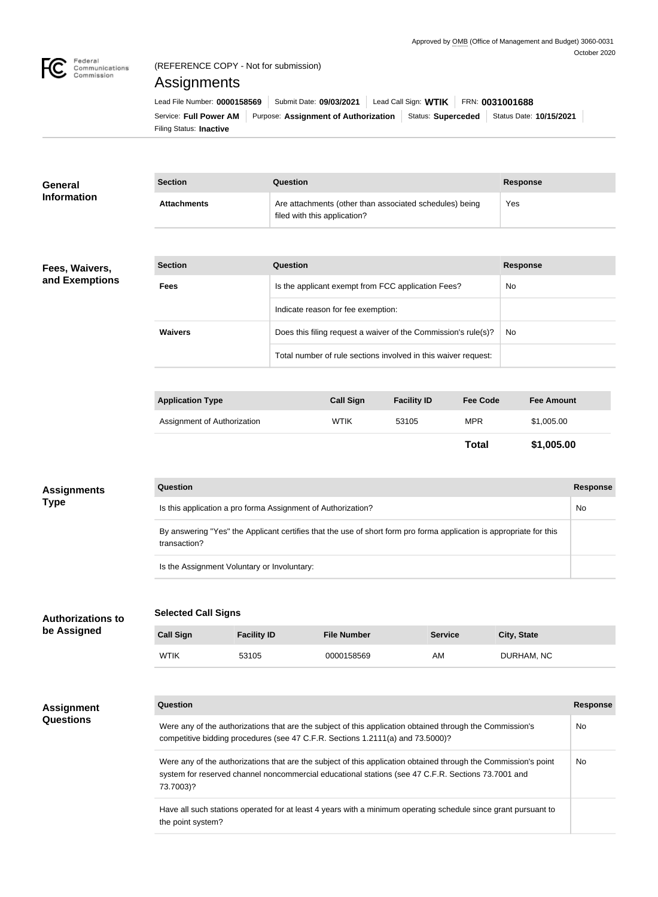Approved by OMB (Office of Management and Budget) 3060-0031
October 2020

(REFERENCE COPY - Not for submission)

# Assignments

Lead File Number: **0000158569** | Submit Date: **09/03/2021** | Lead Call Sign: **WTIK** | FRN: **0031001688**

Service: **Full Power AM** | Purpose: **Assignment of Authorization** | Status: **Superceded** | Status Date: **10/15/2021**

Filing Status: **Inactive**

## General Information

| Section | Question | Response |
| --- | --- | --- |
| **Attachments** | Are attachments (other than associated schedules) being filed with this application? | Yes |

## Fees, Waivers, and Exemptions

| Section | Question | Response |
| --- | --- | --- |
| **Fees** | Is the applicant exempt from FCC application Fees? | No |
| | Indicate reason for fee exemption: | |
| **Waivers** | Does this filing request a waiver of the Commission's rule(s)? | No |
| | Total number of rule sections involved in this waiver request: | |

| Application Type | Call Sign | Facility ID | Fee Code | Fee Amount |
| --- | --- | --- | --- | --- |
| Assignment of Authorization | WTIK | 53105 | MPR | $1,005.00 |
| | | | **Total** | **$1,005.00** |

## Assignments Type

| Question | Response |
| --- | --- |
| Is this application a pro forma Assignment of Authorization? | No |
| By answering "Yes" the Applicant certifies that the use of short form pro forma application is appropriate for this transaction? | |
| Is the Assignment Voluntary or Involuntary: | |

## Authorizations to be Assigned

### Selected Call Signs

| Call Sign | Facility ID | File Number | Service | City, State |
| --- | --- | --- | --- | --- |
| WTIK | 53105 | 0000158569 | AM | DURHAM, NC |

## Assignment Questions

| Question | Response |
| --- | --- |
| Were any of the authorizations that are the subject of this application obtained through the Commission's competitive bidding procedures (see 47 C.F.R. Sections 1.2111(a) and 73.5000)? | No |
| Were any of the authorizations that are the subject of this application obtained through the Commission's point system for reserved channel noncommercial educational stations (see 47 C.F.R. Sections 73.7001 and 73.7003)? | No |
| Have all such stations operated for at least 4 years with a minimum operating schedule since grant pursuant to the point system? | |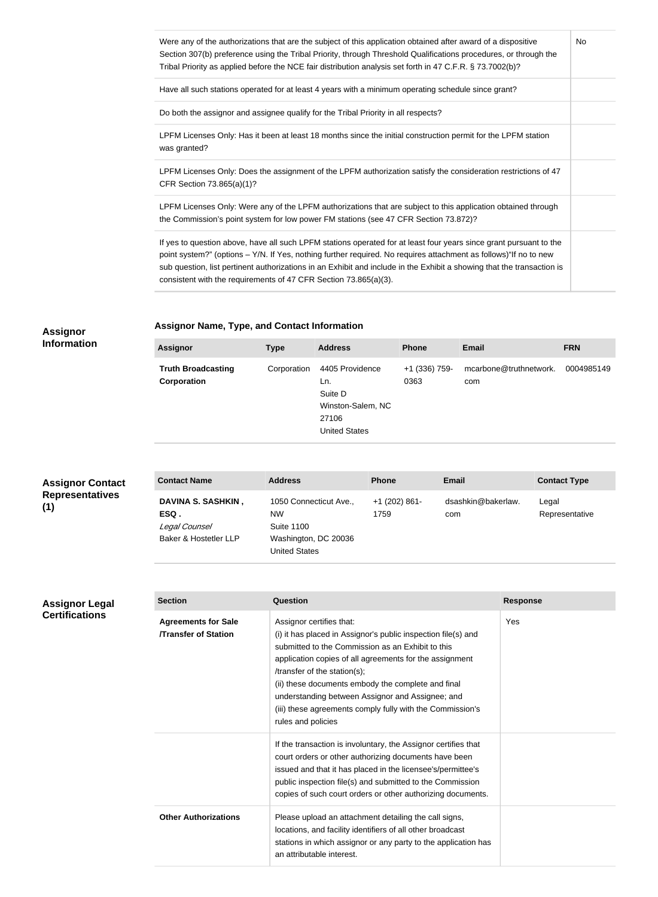| | |
|---|---|
| Were any of the authorizations that are the subject of this application obtained after award of a dispositive Section 307(b) preference using the Tribal Priority, through Threshold Qualifications procedures, or through the Tribal Priority as applied before the NCE fair distribution analysis set forth in 47 C.F.R. § 73.7002(b)? | No |
| Have all such stations operated for at least 4 years with a minimum operating schedule since grant? | |
| Do both the assignor and assignee qualify for the Tribal Priority in all respects? | |
| LPFM Licenses Only: Has it been at least 18 months since the initial construction permit for the LPFM station was granted? | |
| LPFM Licenses Only: Does the assignment of the LPFM authorization satisfy the consideration restrictions of 47 CFR Section 73.865(a)(1)? | |
| LPFM Licenses Only: Were any of the LPFM authorizations that are subject to this application obtained through the Commission's point system for low power FM stations (see 47 CFR Section 73.872)? | |
| If yes to question above, have all such LPFM stations operated for at least four years since grant pursuant to the point system?" (options – Y/N. If Yes, nothing further required. No requires attachment as follows)"If no to new sub question, list pertinent authorizations in an Exhibit and include in the Exhibit a showing that the transaction is consistent with the requirements of 47 CFR Section 73.865(a)(3). | |

## Assignor Information

### Assignor Name, Type, and Contact Information

| Assignor | Type | Address | Phone | Email | FRN |
|---|---|---|---|---|---|
| **Truth Broadcasting Corporation** | Corporation | 4405 Providence Ln. Suite D Winston-Salem, NC 27106 United States | +1 (336) 759-0363 | mcarbone@truthnetwork.com | 0004985149 |

## Assignor Contact Representatives (1)

| Contact Name | Address | Phone | Email | Contact Type |
|---|---|---|---|---|
| **DAVINA S. SASHKIN , ESQ .** *Legal Counsel* Baker & Hostetler LLP | 1050 Connecticut Ave., NW Suite 1100 Washington, DC 20036 United States | +1 (202) 861-1759 | dsashkin@bakerlaw.com | Legal Representative |

## Assignor Legal Certifications

| Section | Question | Response |
|---|---|---|
| **Agreements for Sale /Transfer of Station** | Assignor certifies that: (i) it has placed in Assignor's public inspection file(s) and submitted to the Commission as an Exhibit to this application copies of all agreements for the assignment /transfer of the station(s); (ii) these documents embody the complete and final understanding between Assignor and Assignee; and (iii) these agreements comply fully with the Commission's rules and policies | Yes |
| | If the transaction is involuntary, the Assignor certifies that court orders or other authorizing documents have been issued and that it has placed in the licensee's/permittee's public inspection file(s) and submitted to the Commission copies of such court orders or other authorizing documents. | |
| **Other Authorizations** | Please upload an attachment detailing the call signs, locations, and facility identifiers of all other broadcast stations in which assignor or any party to the application has an attributable interest. | |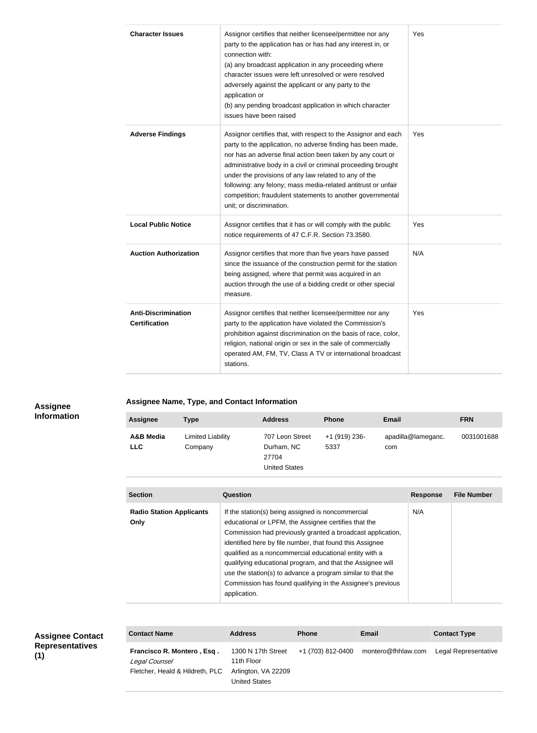| | | |
|---|---|---|
| **Character Issues** | Assignor certifies that neither licensee/permittee nor any party to the application has or has had any interest in, or connection with:<br>(a) any broadcast application in any proceeding where character issues were left unresolved or were resolved adversely against the applicant or any party to the application or<br>(b) any pending broadcast application in which character issues have been raised | Yes |
| **Adverse Findings** | Assignor certifies that, with respect to the Assignor and each party to the application, no adverse finding has been made, nor has an adverse final action been taken by any court or administrative body in a civil or criminal proceeding brought under the provisions of any law related to any of the following: any felony; mass media-related antitrust or unfair competition; fraudulent statements to another governmental unit; or discrimination. | Yes |
| **Local Public Notice** | Assignor certifies that it has or will comply with the public notice requirements of 47 C.F.R. Section 73.3580. | Yes |
| **Auction Authorization** | Assignor certifies that more than five years have passed since the issuance of the construction permit for the station being assigned, where that permit was acquired in an auction through the use of a bidding credit or other special measure. | N/A |
| **Anti-Discrimination Certification** | Assignor certifies that neither licensee/permittee nor any party to the application have violated the Commission's prohibition against discrimination on the basis of race, color, religion, national origin or sex in the sale of commercially operated AM, FM, TV, Class A TV or international broadcast stations. | Yes |

## Assignee Information

### Assignee Name, Type, and Contact Information

| Assignee | Type | Address | Phone | Email | FRN |
|---|---|---|---|---|---|
| **A&B Media LLC** | Limited Liability Company | 707 Leon Street<br>Durham, NC 27704<br>United States | +1 (919) 236-5337 | apadilla@lameganc.com | 0031001688 |

| Section | Question | Response | File Number |
|---|---|---|---|
| **Radio Station Applicants Only** | If the station(s) being assigned is noncommercial educational or LPFM, the Assignee certifies that the Commission had previously granted a broadcast application, identified here by file number, that found this Assignee qualified as a noncommercial educational entity with a qualifying educational program, and that the Assignee will use the station(s) to advance a program similar to that the Commission has found qualifying in the Assignee's previous application. | N/A | |

## Assignee Contact Representatives (1)

| Contact Name | Address | Phone | Email | Contact Type |
|---|---|---|---|---|
| **Francisco R. Montero , Esq .**<br>*Legal Counsel*<br>Fletcher, Heald & Hildreth, PLC | 1300 N 17th Street<br>11th Floor<br>Arlington, VA 22209<br>United States | +1 (703) 812-0400 | montero@fhhlaw.com | Legal Representative |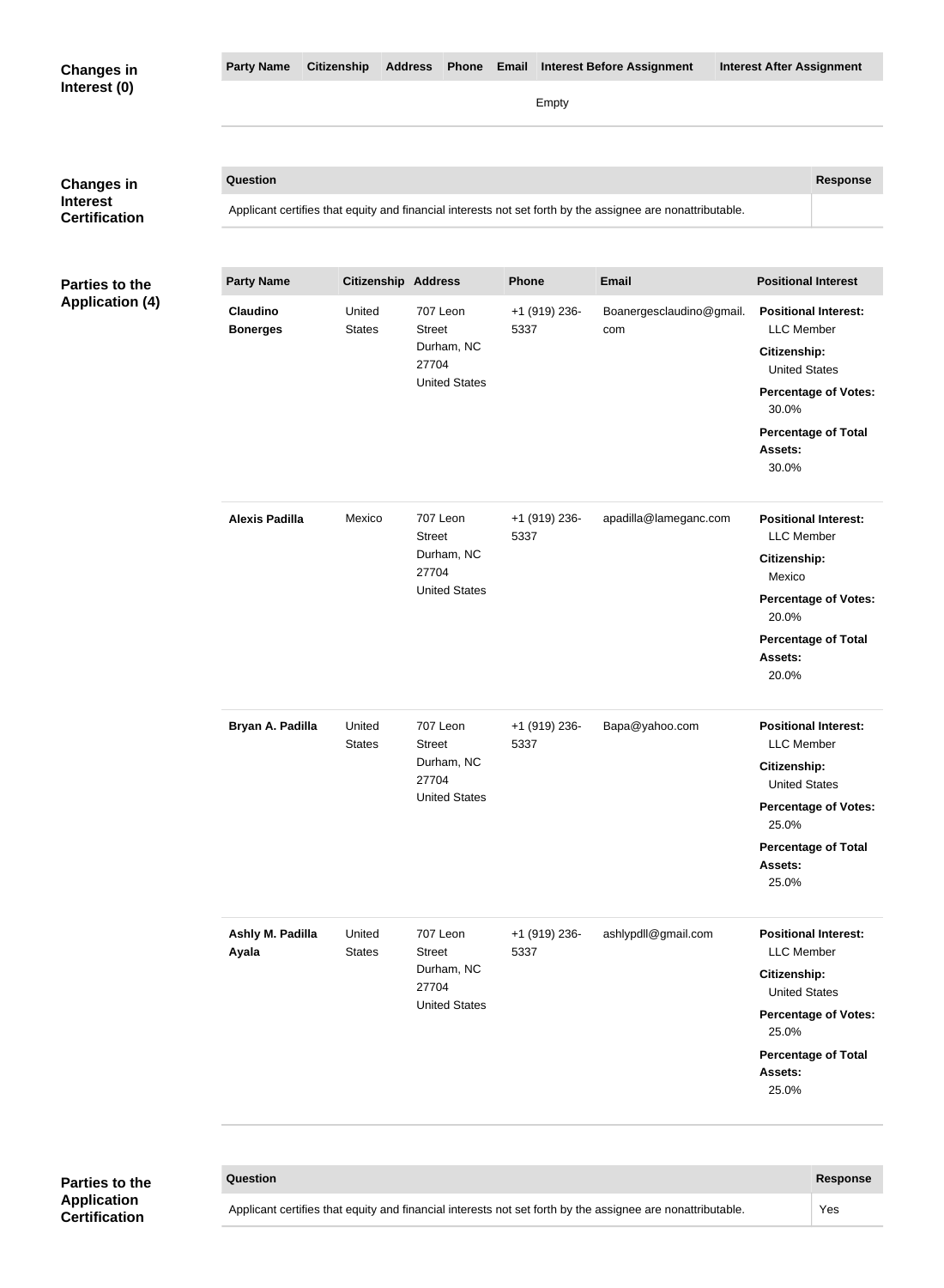**Changes in Interest (0)**

| Party Name | Citizenship | Address | Phone | Email | Interest Before Assignment | Interest After Assignment |
|---|---|---|---|---|---|---|
| Empty | | | | | | |

**Changes in Interest Certification**

| Question | Response |
|---|---|
| Applicant certifies that equity and financial interests not set forth by the assignee are nonattributable. | |

**Parties to the Application (4)**

| Party Name | Citizenship | Address | Phone | Email | Positional Interest |
|---|---|---|---|---|---|
| **Claudino Bonerges** | United States | 707 Leon Street Durham, NC 27704 United States | +1 (919) 236-5337 | Boanergesclaudino@gmail.com | **Positional Interest:** LLC Member **Citizenship:** United States **Percentage of Votes:** 30.0% **Percentage of Total Assets:** 30.0% |
| **Alexis Padilla** | Mexico | 707 Leon Street Durham, NC 27704 United States | +1 (919) 236-5337 | apadilla@lameganc.com | **Positional Interest:** LLC Member **Citizenship:** Mexico **Percentage of Votes:** 20.0% **Percentage of Total Assets:** 20.0% |
| **Bryan A. Padilla** | United States | 707 Leon Street Durham, NC 27704 United States | +1 (919) 236-5337 | Bapa@yahoo.com | **Positional Interest:** LLC Member **Citizenship:** United States **Percentage of Votes:** 25.0% **Percentage of Total Assets:** 25.0% |
| **Ashly M. Padilla Ayala** | United States | 707 Leon Street Durham, NC 27704 United States | +1 (919) 236-5337 | ashlypdll@gmail.com | **Positional Interest:** LLC Member **Citizenship:** United States **Percentage of Votes:** 25.0% **Percentage of Total Assets:** 25.0% |

**Parties to the Application Certification**

| Question | Response |
|---|---|
| Applicant certifies that equity and financial interests not set forth by the assignee are nonattributable. | Yes |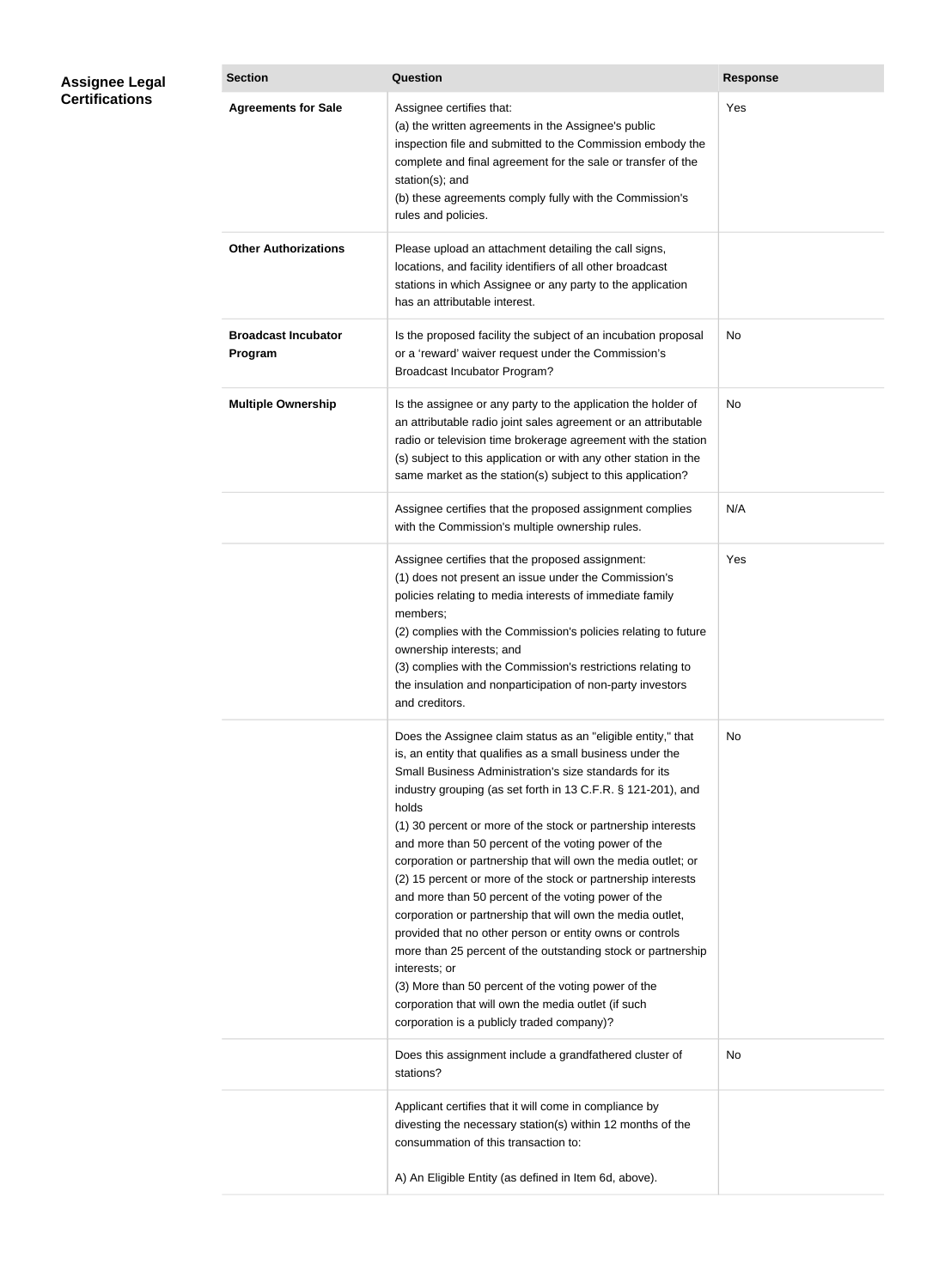## Assignee Legal Certifications

| Section | Question | Response |
| --- | --- | --- |
| **Agreements for Sale** | Assignee certifies that:<br>(a) the written agreements in the Assignee's public inspection file and submitted to the Commission embody the complete and final agreement for the sale or transfer of the station(s); and<br>(b) these agreements comply fully with the Commission's rules and policies. | Yes |
| **Other Authorizations** | Please upload an attachment detailing the call signs, locations, and facility identifiers of all other broadcast stations in which Assignee or any party to the application has an attributable interest. | |
| **Broadcast Incubator Program** | Is the proposed facility the subject of an incubation proposal or a 'reward' waiver request under the Commission's Broadcast Incubator Program? | No |
| **Multiple Ownership** | Is the assignee or any party to the application the holder of an attributable radio joint sales agreement or an attributable radio or television time brokerage agreement with the station (s) subject to this application or with any other station in the same market as the station(s) subject to this application? | No |
| | Assignee certifies that the proposed assignment complies with the Commission's multiple ownership rules. | N/A |
| | Assignee certifies that the proposed assignment:<br>(1) does not present an issue under the Commission's policies relating to media interests of immediate family members;<br>(2) complies with the Commission's policies relating to future ownership interests; and<br>(3) complies with the Commission's restrictions relating to the insulation and nonparticipation of non-party investors and creditors. | Yes |
| | Does the Assignee claim status as an "eligible entity," that is, an entity that qualifies as a small business under the Small Business Administration's size standards for its industry grouping (as set forth in 13 C.F.R. § 121-201), and holds<br>(1) 30 percent or more of the stock or partnership interests and more than 50 percent of the voting power of the corporation or partnership that will own the media outlet; or<br>(2) 15 percent or more of the stock or partnership interests and more than 50 percent of the voting power of the corporation or partnership that will own the media outlet, provided that no other person or entity owns or controls more than 25 percent of the outstanding stock or partnership interests; or<br>(3) More than 50 percent of the voting power of the corporation that will own the media outlet (if such corporation is a publicly traded company)? | No |
| | Does this assignment include a grandfathered cluster of stations? | No |
| | Applicant certifies that it will come in compliance by divesting the necessary station(s) within 12 months of the consummation of this transaction to:<br><br>A) An Eligible Entity (as defined in Item 6d, above). | |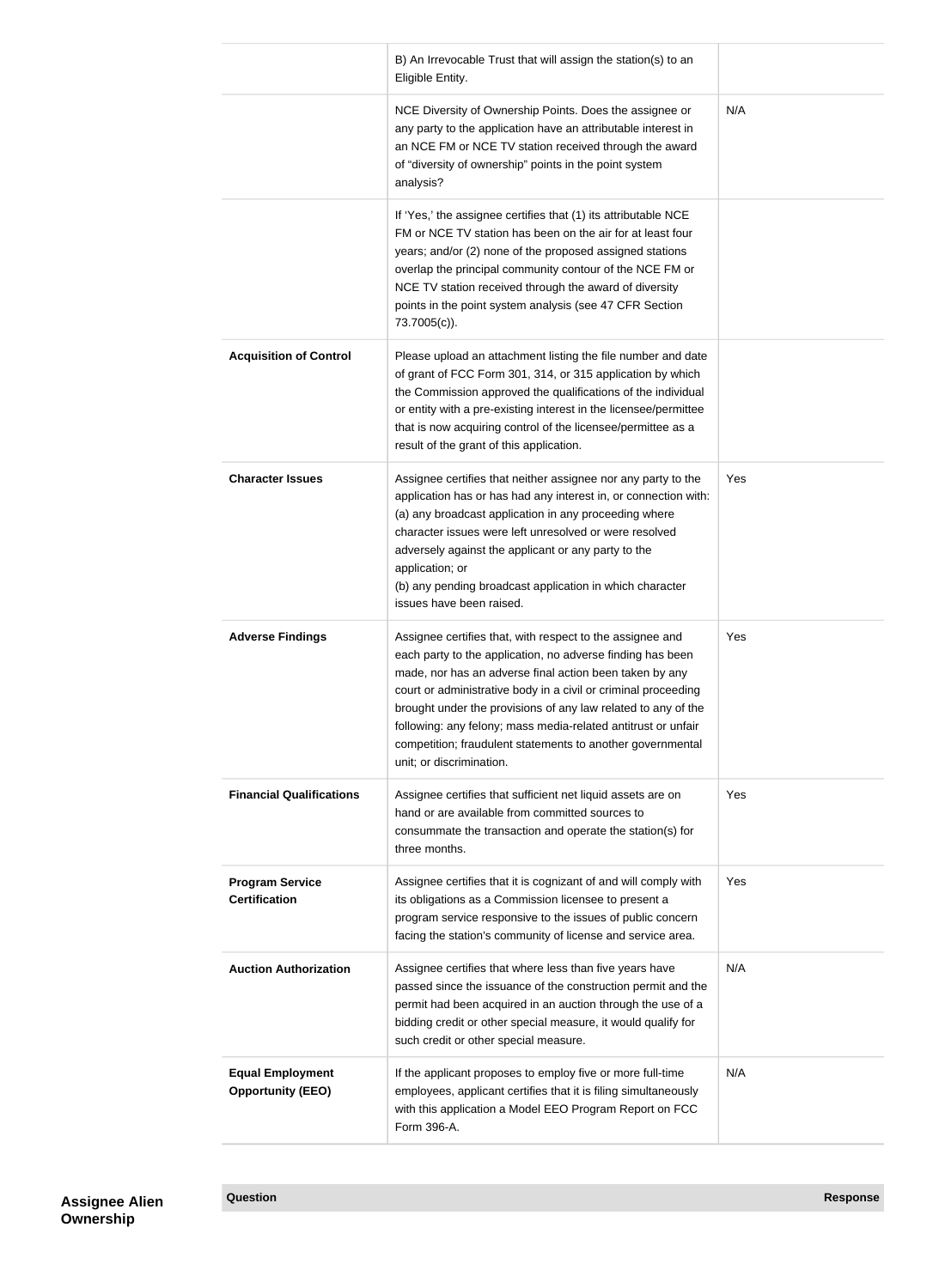| | | |
|---|---|---|
| | B) An Irrevocable Trust that will assign the station(s) to an Eligible Entity. | |
| | NCE Diversity of Ownership Points. Does the assignee or any party to the application have an attributable interest in an NCE FM or NCE TV station received through the award of "diversity of ownership" points in the point system analysis? | N/A |
| | If 'Yes,' the assignee certifies that (1) its attributable NCE FM or NCE TV station has been on the air for at least four years; and/or (2) none of the proposed assigned stations overlap the principal community contour of the NCE FM or NCE TV station received through the award of diversity points in the point system analysis (see 47 CFR Section 73.7005(c)). | |
| **Acquisition of Control** | Please upload an attachment listing the file number and date of grant of FCC Form 301, 314, or 315 application by which the Commission approved the qualifications of the individual or entity with a pre-existing interest in the licensee/permittee that is now acquiring control of the licensee/permittee as a result of the grant of this application. | |
| **Character Issues** | Assignee certifies that neither assignee nor any party to the application has or has had any interest in, or connection with: (a) any broadcast application in any proceeding where character issues were left unresolved or were resolved adversely against the applicant or any party to the application; or (b) any pending broadcast application in which character issues have been raised. | Yes |
| **Adverse Findings** | Assignee certifies that, with respect to the assignee and each party to the application, no adverse finding has been made, nor has an adverse final action been taken by any court or administrative body in a civil or criminal proceeding brought under the provisions of any law related to any of the following: any felony; mass media-related antitrust or unfair competition; fraudulent statements to another governmental unit; or discrimination. | Yes |
| **Financial Qualifications** | Assignee certifies that sufficient net liquid assets are on hand or are available from committed sources to consummate the transaction and operate the station(s) for three months. | Yes |
| **Program Service Certification** | Assignee certifies that it is cognizant of and will comply with its obligations as a Commission licensee to present a program service responsive to the issues of public concern facing the station's community of license and service area. | Yes |
| **Auction Authorization** | Assignee certifies that where less than five years have passed since the issuance of the construction permit and the permit had been acquired in an auction through the use of a bidding credit or other special measure, it would qualify for such credit or other special measure. | N/A |
| **Equal Employment Opportunity (EEO)** | If the applicant proposes to employ five or more full-time employees, applicant certifies that it is filing simultaneously with this application a Model EEO Program Report on FCC Form 396-A. | N/A |

**Assignee Alien Ownership**

| Question | Response |
|---|---|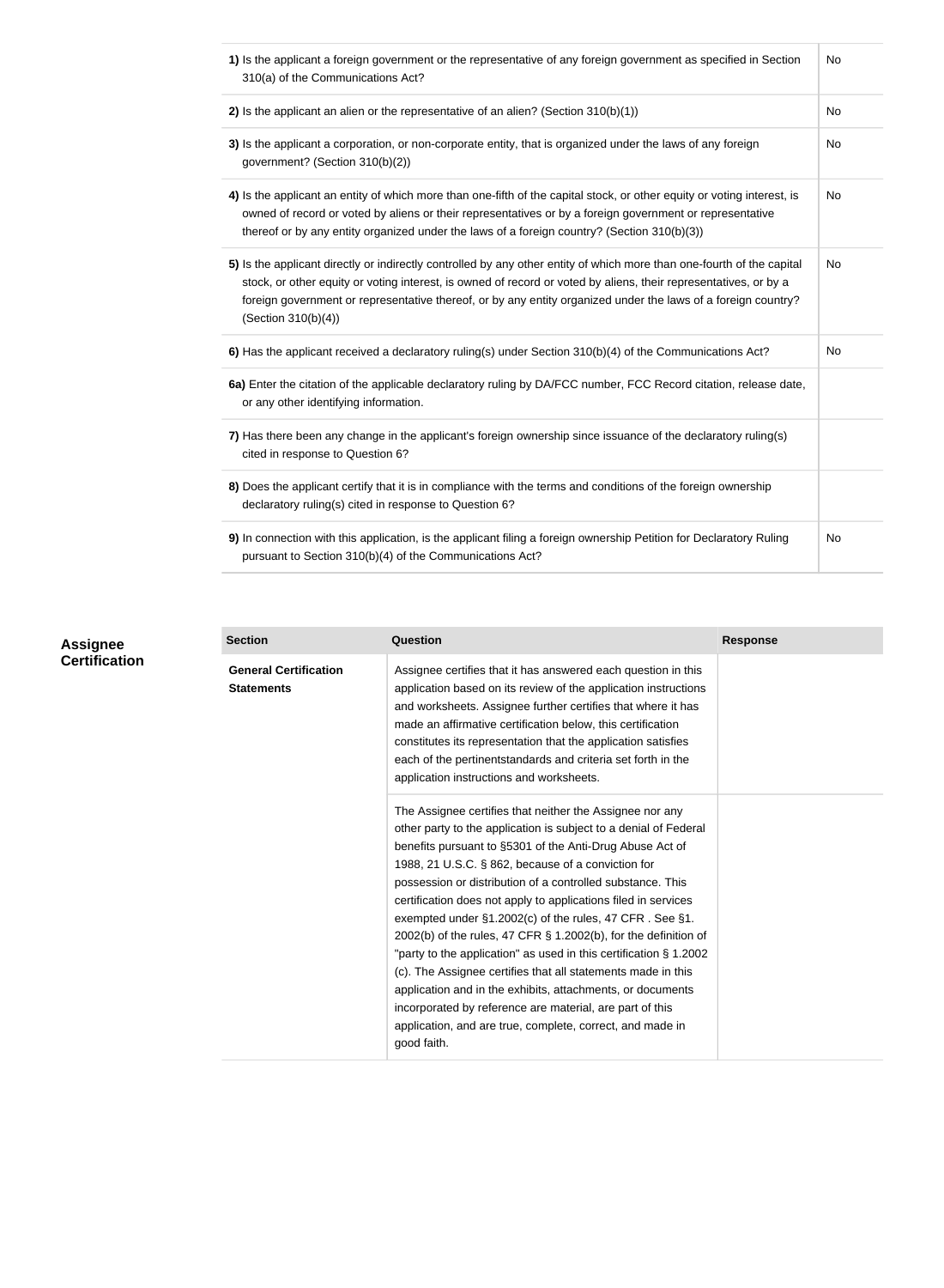| Question | Response |
|---|---|
| **1)** Is the applicant a foreign government or the representative of any foreign government as specified in Section 310(a) of the Communications Act? | No |
| **2)** Is the applicant an alien or the representative of an alien? (Section 310(b)(1)) | No |
| **3)** Is the applicant a corporation, or non-corporate entity, that is organized under the laws of any foreign government? (Section 310(b)(2)) | No |
| **4)** Is the applicant an entity of which more than one-fifth of the capital stock, or other equity or voting interest, is owned of record or voted by aliens or their representatives or by a foreign government or representative thereof or by any entity organized under the laws of a foreign country? (Section 310(b)(3)) | No |
| **5)** Is the applicant directly or indirectly controlled by any other entity of which more than one-fourth of the capital stock, or other equity or voting interest, is owned of record or voted by aliens, their representatives, or by a foreign government or representative thereof, or by any entity organized under the laws of a foreign country? (Section 310(b)(4)) | No |
| **6)** Has the applicant received a declaratory ruling(s) under Section 310(b)(4) of the Communications Act? | No |
| **6a)** Enter the citation of the applicable declaratory ruling by DA/FCC number, FCC Record citation, release date, or any other identifying information. | |
| **7)** Has there been any change in the applicant's foreign ownership since issuance of the declaratory ruling(s) cited in response to Question 6? | |
| **8)** Does the applicant certify that it is in compliance with the terms and conditions of the foreign ownership declaratory ruling(s) cited in response to Question 6? | |
| **9)** In connection with this application, is the applicant filing a foreign ownership Petition for Declaratory Ruling pursuant to Section 310(b)(4) of the Communications Act? | No |

## Assignee Certification

| Section | Question | Response |
|---|---|---|
| **General Certification Statements** | Assignee certifies that it has answered each question in this application based on its review of the application instructions and worksheets. Assignee further certifies that where it has made an affirmative certification below, this certification constitutes its representation that the application satisfies each of the pertinentstandards and criteria set forth in the application instructions and worksheets. | |
| | The Assignee certifies that neither the Assignee nor any other party to the application is subject to a denial of Federal benefits pursuant to §5301 of the Anti-Drug Abuse Act of 1988, 21 U.S.C. § 862, because of a conviction for possession or distribution of a controlled substance. This certification does not apply to applications filed in services exempted under §1.2002(c) of the rules, 47 CFR . See §1. 2002(b) of the rules, 47 CFR § 1.2002(b), for the definition of "party to the application" as used in this certification § 1.2002 (c). The Assignee certifies that all statements made in this application and in the exhibits, attachments, or documents incorporated by reference are material, are part of this application, and are true, complete, correct, and made in good faith. | |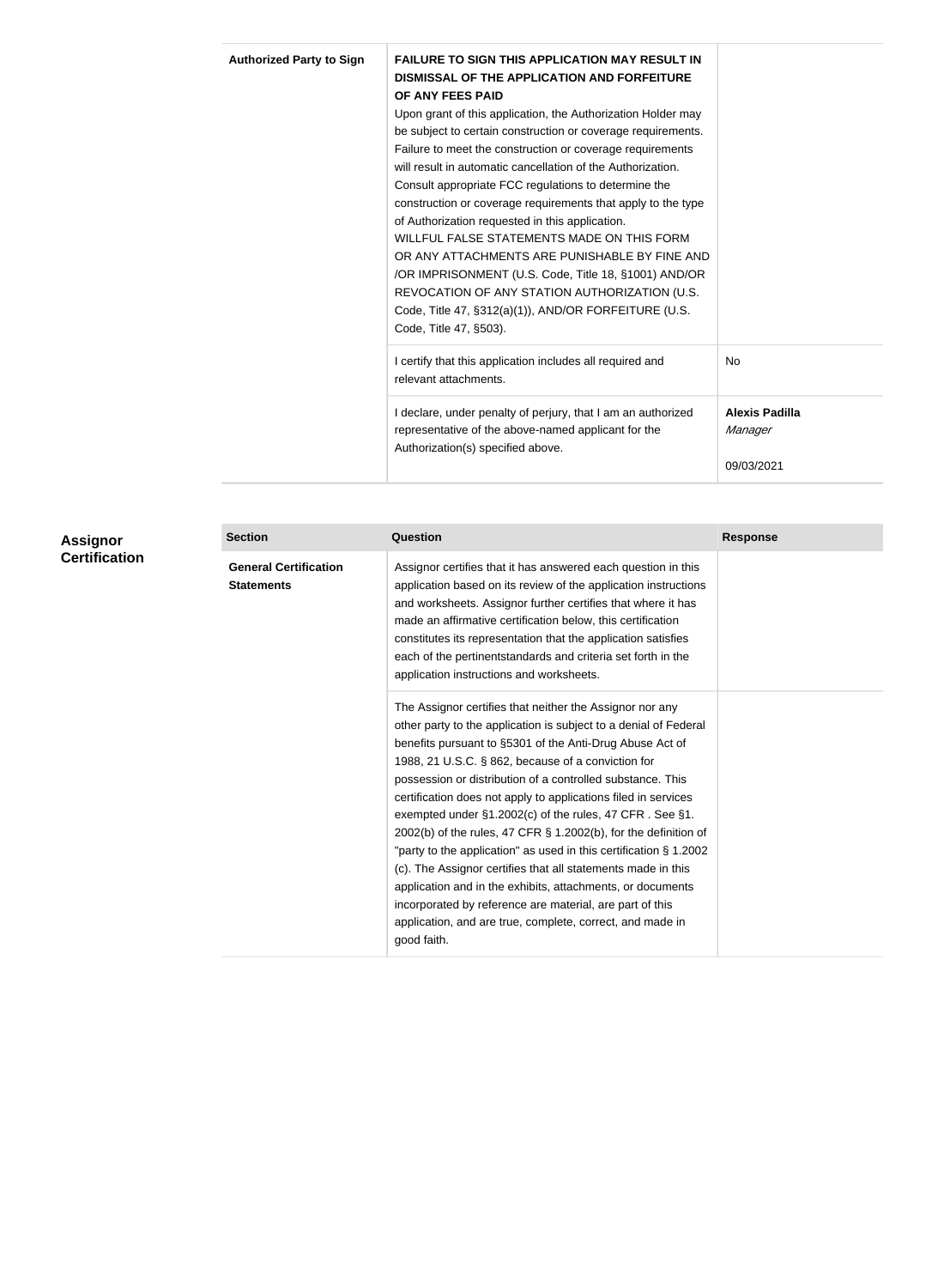| | | |
|---|---|---|
| **Authorized Party to Sign** | **FAILURE TO SIGN THIS APPLICATION MAY RESULT IN DISMISSAL OF THE APPLICATION AND FORFEITURE OF ANY FEES PAID**<br>Upon grant of this application, the Authorization Holder may be subject to certain construction or coverage requirements. Failure to meet the construction or coverage requirements will result in automatic cancellation of the Authorization. Consult appropriate FCC regulations to determine the construction or coverage requirements that apply to the type of Authorization requested in this application.<br>WILLFUL FALSE STATEMENTS MADE ON THIS FORM OR ANY ATTACHMENTS ARE PUNISHABLE BY FINE AND /OR IMPRISONMENT (U.S. Code, Title 18, §1001) AND/OR REVOCATION OF ANY STATION AUTHORIZATION (U.S. Code, Title 47, §312(a)(1)), AND/OR FORFEITURE (U.S. Code, Title 47, §503). | |
| | I certify that this application includes all required and relevant attachments. | No |
| | I declare, under penalty of perjury, that I am an authorized representative of the above-named applicant for the Authorization(s) specified above. | **Alexis Padilla**<br>*Manager*<br><br>09/03/2021 |

## Assignor Certification

| Section | Question | Response |
|---|---|---|
| **General Certification Statements** | Assignor certifies that it has answered each question in this application based on its review of the application instructions and worksheets. Assignor further certifies that where it has made an affirmative certification below, this certification constitutes its representation that the application satisfies each of the pertinentstandards and criteria set forth in the application instructions and worksheets. | |
| | The Assignor certifies that neither the Assignor nor any other party to the application is subject to a denial of Federal benefits pursuant to §5301 of the Anti-Drug Abuse Act of 1988, 21 U.S.C. § 862, because of a conviction for possession or distribution of a controlled substance. This certification does not apply to applications filed in services exempted under §1.2002(c) of the rules, 47 CFR . See §1. 2002(b) of the rules, 47 CFR § 1.2002(b), for the definition of "party to the application" as used in this certification § 1.2002 (c). The Assignor certifies that all statements made in this application and in the exhibits, attachments, or documents incorporated by reference are material, are part of this application, and are true, complete, correct, and made in good faith. | |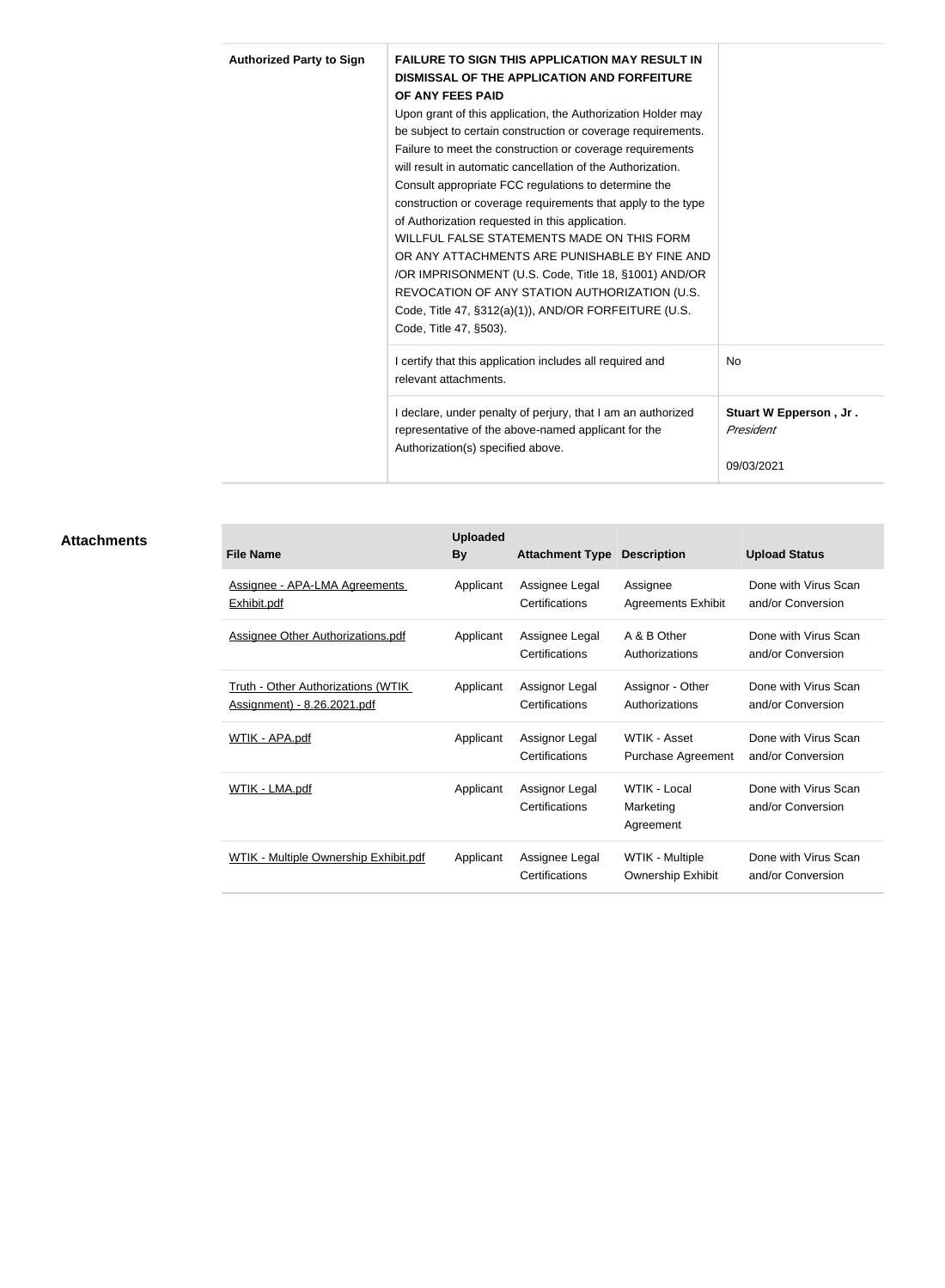| | | |
|---|---|---|
| **Authorized Party to Sign** | **FAILURE TO SIGN THIS APPLICATION MAY RESULT IN DISMISSAL OF THE APPLICATION AND FORFEITURE OF ANY FEES PAID**<br>Upon grant of this application, the Authorization Holder may be subject to certain construction or coverage requirements. Failure to meet the construction or coverage requirements will result in automatic cancellation of the Authorization. Consult appropriate FCC regulations to determine the construction or coverage requirements that apply to the type of Authorization requested in this application.<br>WILLFUL FALSE STATEMENTS MADE ON THIS FORM OR ANY ATTACHMENTS ARE PUNISHABLE BY FINE AND /OR IMPRISONMENT (U.S. Code, Title 18, §1001) AND/OR REVOCATION OF ANY STATION AUTHORIZATION (U.S. Code, Title 47, §312(a)(1)), AND/OR FORFEITURE (U.S. Code, Title 47, §503). | |
| | I certify that this application includes all required and relevant attachments. | No |
| | I declare, under penalty of perjury, that I am an authorized representative of the above-named applicant for the Authorization(s) specified above. | **Stuart W Epperson , Jr .**<br>*President*<br><br>09/03/2021 |

## Attachments

| File Name | Uploaded By | Attachment Type | Description | Upload Status |
|---|---|---|---|---|
| Assignee - APA-LMA Agreements Exhibit.pdf | Applicant | Assignee Legal Certifications | Assignee Agreements Exhibit | Done with Virus Scan and/or Conversion |
| Assignee Other Authorizations.pdf | Applicant | Assignee Legal Certifications | A & B Other Authorizations | Done with Virus Scan and/or Conversion |
| Truth - Other Authorizations (WTIK Assignment) - 8.26.2021.pdf | Applicant | Assignor Legal Certifications | Assignor - Other Authorizations | Done with Virus Scan and/or Conversion |
| WTIK - APA.pdf | Applicant | Assignor Legal Certifications | WTIK - Asset Purchase Agreement | Done with Virus Scan and/or Conversion |
| WTIK - LMA.pdf | Applicant | Assignor Legal Certifications | WTIK - Local Marketing Agreement | Done with Virus Scan and/or Conversion |
| WTIK - Multiple Ownership Exhibit.pdf | Applicant | Assignee Legal Certifications | WTIK - Multiple Ownership Exhibit | Done with Virus Scan and/or Conversion |